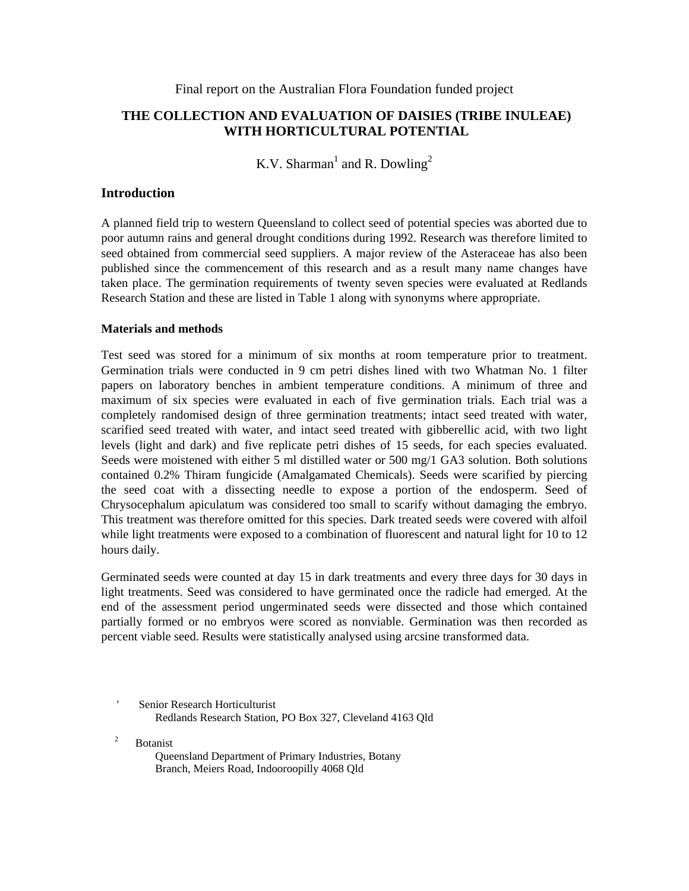Final report on the Australian Flora Foundation funded project

# THE COLLECTION AND EVALUATION OF DAISIES (TRIBE INULEAE) WITH HORTICULTURAL POTENTIAL

K.V. Sharman[1] and R. Dowling[2]

## Introduction

A planned field trip to western Queensland to collect seed of potential species was aborted due to poor autumn rains and general drought conditions during 1992. Research was therefore limited to seed obtained from commercial seed suppliers. A major review of the Asteraceae has also been published since the commencement of this research and as a result many name changes have taken place. The germination requirements of twenty seven species were evaluated at Redlands Research Station and these are listed in Table 1 along with synonyms where appropriate.

### Materials and methods

Test seed was stored for a minimum of six months at room temperature prior to treatment. Germination trials were conducted in 9 cm petri dishes lined with two Whatman No. 1 filter papers on laboratory benches in ambient temperature conditions. A minimum of three and maximum of six species were evaluated in each of five germination trials. Each trial was a completely randomised design of three germination treatments; intact seed treated with water, scarified seed treated with water, and intact seed treated with gibberellic acid, with two light levels (light and dark) and five replicate petri dishes of 15 seeds, for each species evaluated. Seeds were moistened with either 5 ml distilled water or 500 mg/1 GA3 solution. Both solutions contained 0.2% Thiram fungicide (Amalgamated Chemicals). Seeds were scarified by piercing the seed coat with a dissecting needle to expose a portion of the endosperm. Seed of Chrysocephalum apiculatum was considered too small to scarify without damaging the embryo. This treatment was therefore omitted for this species. Dark treated seeds were covered with alfoil while light treatments were exposed to a combination of fluorescent and natural light for 10 to 12 hours daily.

Germinated seeds were counted at day 15 in dark treatments and every three days for 30 days in light treatments. Seed was considered to have germinated once the radicle had emerged. At the end of the assessment period ungerminated seeds were dissected and those which contained partially formed or no embryos were scored as nonviable. Germination was then recorded as percent viable seed. Results were statistically analysed using arcsine transformed data.

[1] Senior Research Horticulturist
Redlands Research Station, PO Box 327, Cleveland 4163 Qld

[2] Botanist
Queensland Department of Primary Industries, Botany Branch, Meiers Road, Indooroopilly 4068 Qld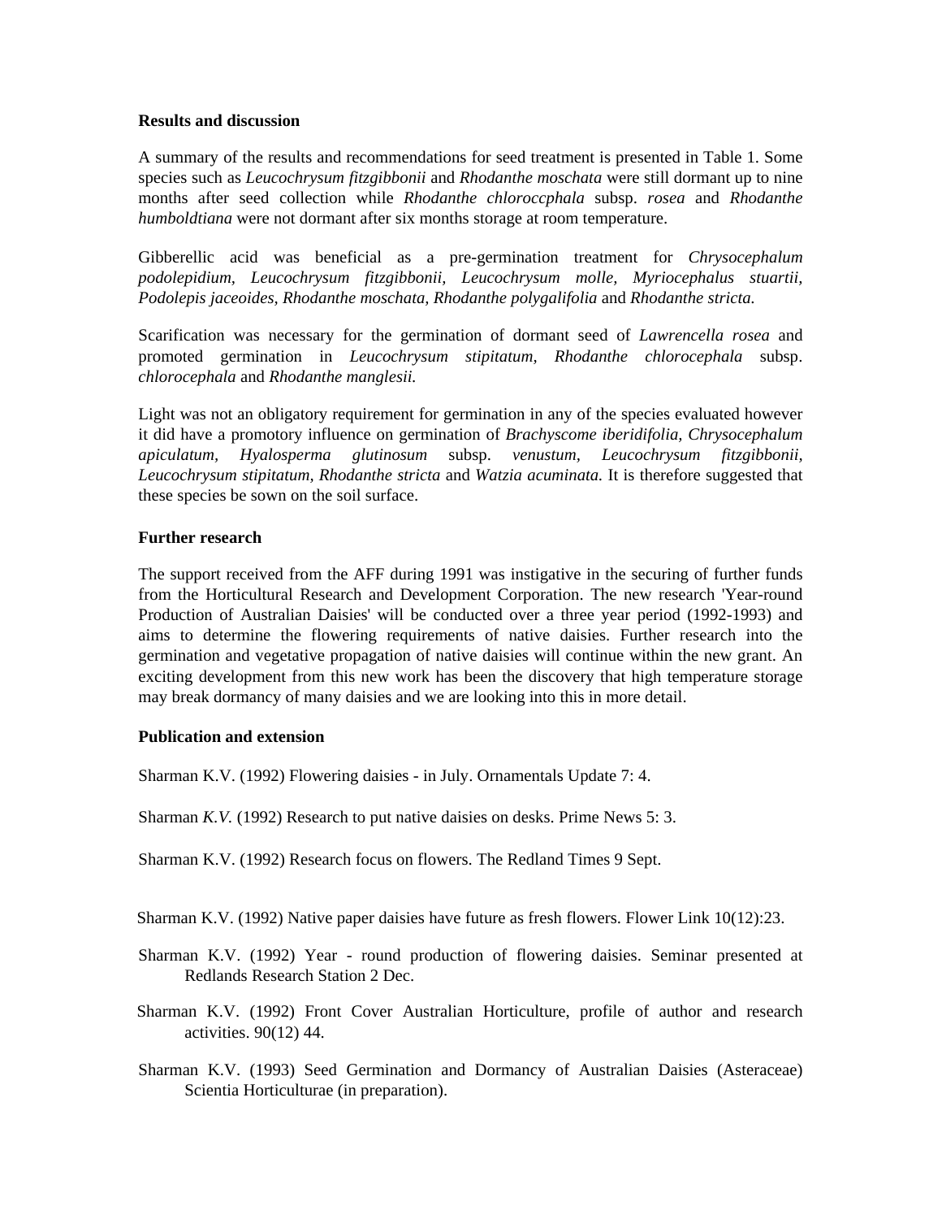**Results and discussion**

A summary of the results and recommendations for seed treatment is presented in Table 1. Some species such as *Leucochrysum fitzgibbonii* and *Rhodanthe moschata* were still dormant up to nine months after seed collection while *Rhodanthe chloroccphala* subsp. *rosea* and *Rhodanthe humboldtiana* were not dormant after six months storage at room temperature.

Gibberellic acid was beneficial as a pre-germination treatment for *Chrysocephalum podolepidium, Leucochrysum fitzgibbonii, Leucochrysum molle, Myriocephalus stuartii, Podolepis jaceoides, Rhodanthe moschata, Rhodanthe polygalifolia* and *Rhodanthe stricta.*

Scarification was necessary for the germination of dormant seed of *Lawrencella rosea* and promoted germination in *Leucochrysum stipitatum, Rhodanthe chlorocephala* subsp. *chlorocephala* and *Rhodanthe manglesii.*

Light was not an obligatory requirement for germination in any of the species evaluated however it did have a promotory influence on germination of *Brachyscome iberidifolia, Chrysocephalum apiculatum, Hyalosperma glutinosum* subsp. *venustum, Leucochrysum fitzgibbonii, Leucochrysum stipitatum, Rhodanthe stricta* and *Watzia acuminata.* It is therefore suggested that these species be sown on the soil surface.

**Further research**

The support received from the AFF during 1991 was instigative in the securing of further funds from the Horticultural Research and Development Corporation. The new research 'Year-round Production of Australian Daisies' will be conducted over a three year period (1992-1993) and aims to determine the flowering requirements of native daisies. Further research into the germination and vegetative propagation of native daisies will continue within the new grant. An exciting development from this new work has been the discovery that high temperature storage may break dormancy of many daisies and we are looking into this in more detail.

**Publication and extension**

Sharman K.V. (1992) Flowering daisies - in July. Ornamentals Update 7: 4.

Sharman *K.V.* (1992) Research to put native daisies on desks. Prime News 5: 3.

Sharman K.V. (1992) Research focus on flowers. The Redland Times 9 Sept.

Sharman K.V. (1992) Native paper daisies have future as fresh flowers. Flower Link 10(12):23.

Sharman K.V. (1992) Year - round production of flowering daisies. Seminar presented at Redlands Research Station 2 Dec.

Sharman K.V. (1992) Front Cover Australian Horticulture, profile of author and research activities. 90(12) 44.

Sharman K.V. (1993) Seed Germination and Dormancy of Australian Daisies (Asteraceae) Scientia Horticulturae (in preparation).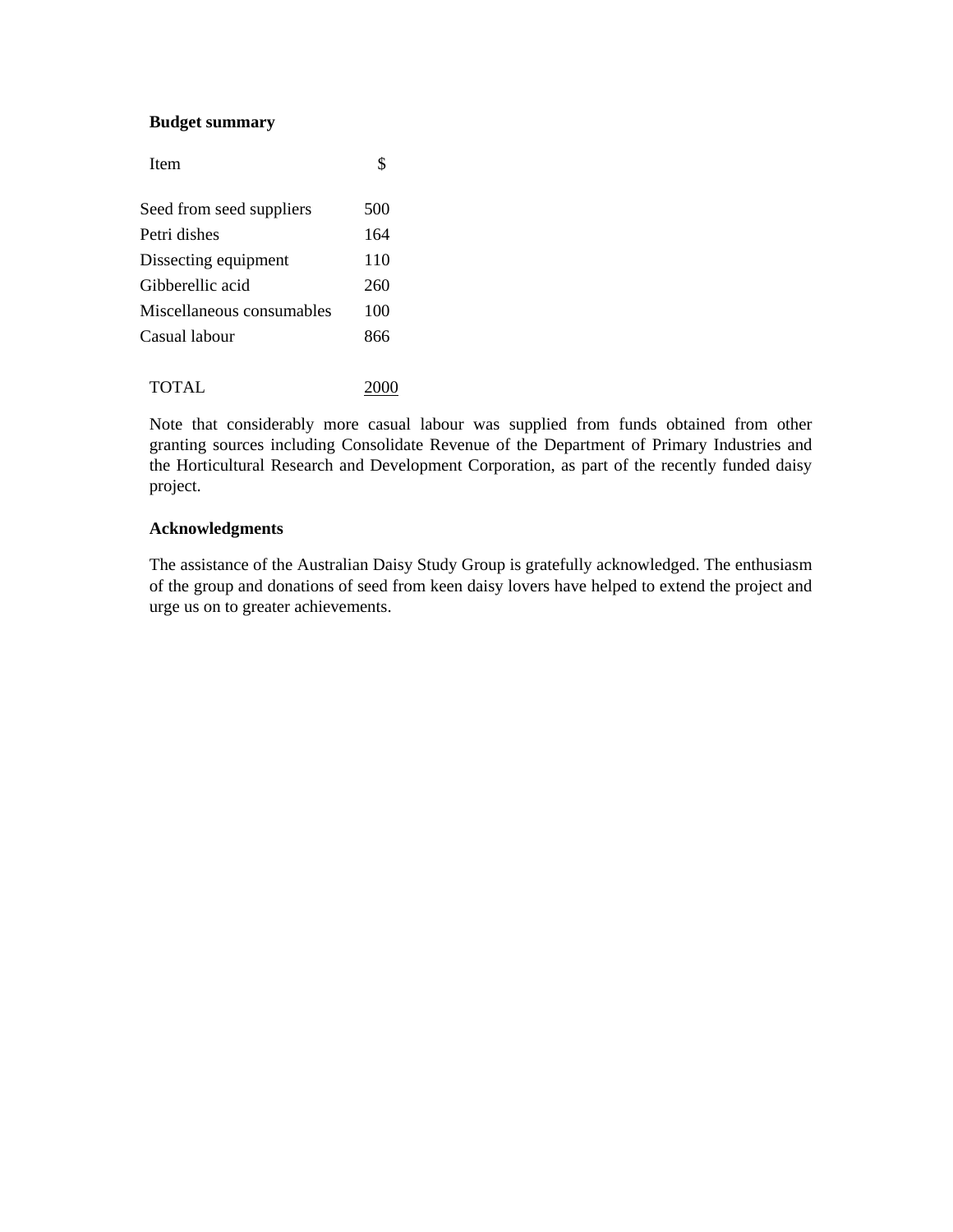**Budget summary**

| Item | $ |
| --- | --- |
| Seed from seed suppliers | 500 |
| Petri dishes | 164 |
| Dissecting equipment | 110 |
| Gibberellic acid | 260 |
| Miscellaneous consumables | 100 |
| Casual labour | 866 |
| TOTAL | 2000 |

Note that considerably more casual labour was supplied from funds obtained from other granting sources including Consolidate Revenue of the Department of Primary Industries and the Horticultural Research and Development Corporation, as part of the recently funded daisy project.

**Acknowledgments**

The assistance of the Australian Daisy Study Group is gratefully acknowledged. The enthusiasm of the group and donations of seed from keen daisy lovers have helped to extend the project and urge us on to greater achievements.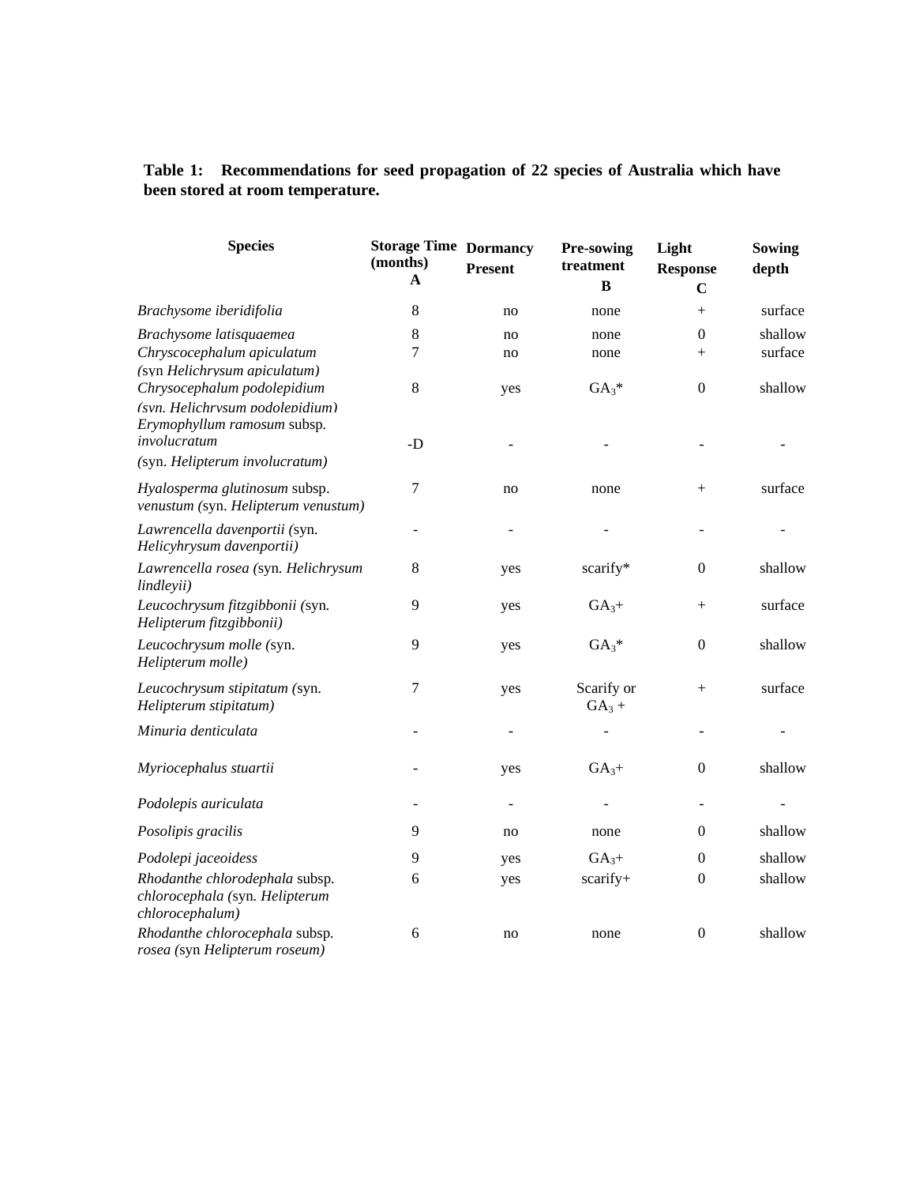**Table 1: Recommendations for seed propagation of 22 species of Australia which have been stored at room temperature.**

| Species | Storage Time (months) A | Dormancy Present | Pre-sowing treatment B | Light Response C | Sowing depth |
|---|---|---|---|---|---|
| *Brachysome iberidifolia* | 8 | no | none | + | surface |
| *Brachysome latisquaemea* | 8 | no | none | 0 | shallow |
| *Chryscocephalum apiculatum* (syn *Helichrysum apiculatum)* | 7 | no | none | + | surface |
| *Chrysocephalum podolepidium* (syn. *Helichrysum podolepidium)* | 8 | yes | $GA_3$* | 0 | shallow |
| *Erymophyllum ramosum* subsp. *involucratum* (syn. *Helipterum involucratum)* | -D | - | - | - | - |
| *Hyalosperma glutinosum* subsp. *venustum (*syn. *Helipterum venustum)* | 7 | no | none | + | surface |
| *Lawrencella davenportii (*syn. *Helicyhrysum davenportii)* | - | - | - | - | - |
| *Lawrencella rosea (*syn. *Helichrysum lindleyii)* | 8 | yes | scarify* | 0 | shallow |
| *Leucochrysum fitzgibbonii (*syn. *Helipterum fitzgibbonii)* | 9 | yes | $GA_3$+ | + | surface |
| *Leucochrysum molle (*syn. *Helipterum molle)* | 9 | yes | $GA_3$* | 0 | shallow |
| *Leucochrysum stipitatum (*syn. *Helipterum stipitatum)* | 7 | yes | Scarify or $GA_3$ + | + | surface |
| *Minuria denticulata* | - | - | - | - | - |
| *Myriocephalus stuartii* | - | yes | $GA_3$+ | 0 | shallow |
| *Podolepis auriculata* | - | - | - | - | - |
| *Posolipis gracilis* | 9 | no | none | 0 | shallow |
| *Podolepi jaceoidess* | 9 | yes | $GA_3$+ | 0 | shallow |
| *Rhodanthe chlorodephala* subsp. *chlorocephala* (syn. *Helipterum chlorocephalum)* | 6 | yes | scarify+ | 0 | shallow |
| *Rhodanthe chlorocephala* subsp. *rosea (*syn *Helipterum roseum)* | 6 | no | none | 0 | shallow |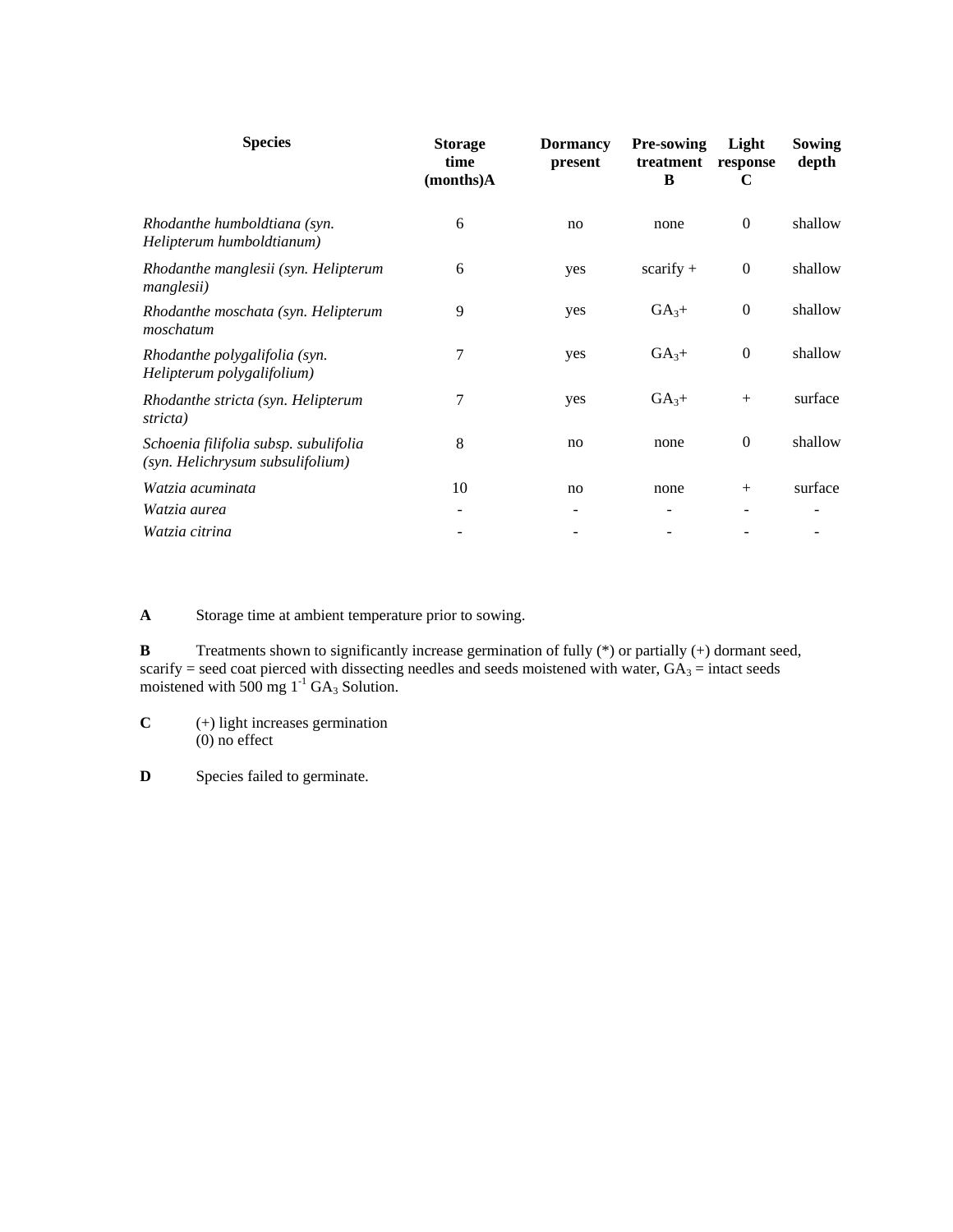| Species | Storage time (months)A | Dormancy present | Pre-sowing treatment B | Light response C | Sowing depth |
|---|---|---|---|---|---|
| *Rhodanthe humboldtiana (syn. Helipterum humboldtianum)* | 6 | no | none | 0 | shallow |
| *Rhodanthe manglesii (syn. Helipterum manglesii)* | 6 | yes | scarify + | 0 | shallow |
| *Rhodanthe moschata (syn. Helipterum moschatum* | 9 | yes | $GA_3$+ | 0 | shallow |
| *Rhodanthe polygalifolia (syn. Helipterum polygalifolium)* | 7 | yes | $GA_3$+ | 0 | shallow |
| *Rhodanthe stricta (syn. Helipterum stricta)* | 7 | yes | $GA_3$+ | + | surface |
| *Schoenia filifolia subsp. subulifolia (syn. Helichrysum subsulifolium)* | 8 | no | none | 0 | shallow |
| *Watzia acuminata* | 10 | no | none | + | surface |
| *Watzia aurea* | - | - | - | - | - |
| *Watzia citrina* | - | - | - | - | - |

**A** Storage time at ambient temperature prior to sowing.

**B** Treatments shown to significantly increase germination of fully (*) or partially (+) dormant seed, scarify = seed coat pierced with dissecting needles and seeds moistened with water, $GA_3$ = intact seeds moistened with 500 mg $1^{-1}$ $GA_3$ Solution.

**C** (+) light increases germination
(0) no effect

**D** Species failed to germinate.